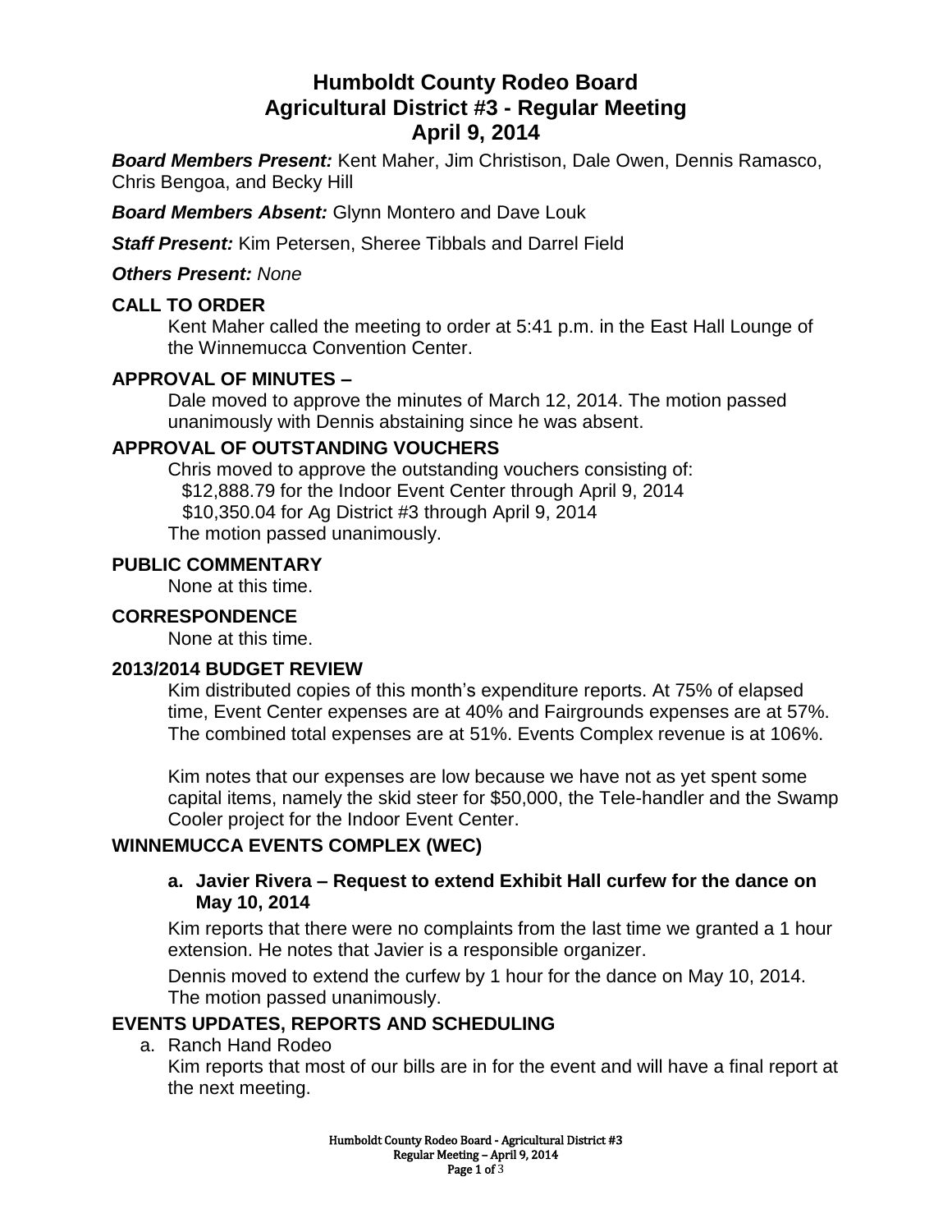# Humboldt County Rodeo Board
# Agricultural District #3 - Regular Meeting
# April 9, 2014

***Board Members Present:*** Kent Maher, Jim Christison, Dale Owen, Dennis Ramasco, Chris Bengoa, and Becky Hill

***Board Members Absent:*** Glynn Montero and Dave Louk

***Staff Present:*** Kim Petersen, Sheree Tibbals and Darrel Field

***Others Present:*** *None*

## CALL TO ORDER

Kent Maher called the meeting to order at 5:41 p.m. in the East Hall Lounge of the Winnemucca Convention Center.

## APPROVAL OF MINUTES –

Dale moved to approve the minutes of March 12, 2014. The motion passed unanimously with Dennis abstaining since he was absent.

## APPROVAL OF OUTSTANDING VOUCHERS

Chris moved to approve the outstanding vouchers consisting of:
$12,888.79 for the Indoor Event Center through April 9, 2014
$10,350.04 for Ag District #3 through April 9, 2014
The motion passed unanimously.

## PUBLIC COMMENTARY

None at this time.

## CORRESPONDENCE

None at this time.

## 2013/2014 BUDGET REVIEW

Kim distributed copies of this month's expenditure reports. At 75% of elapsed time, Event Center expenses are at 40% and Fairgrounds expenses are at 57%. The combined total expenses are at 51%. Events Complex revenue is at 106%.

Kim notes that our expenses are low because we have not as yet spent some capital items, namely the skid steer for $50,000, the Tele-handler and the Swamp Cooler project for the Indoor Event Center.

## WINNEMUCCA EVENTS COMPLEX (WEC)

### a. Javier Rivera – Request to extend Exhibit Hall curfew for the dance on May 10, 2014

Kim reports that there were no complaints from the last time we granted a 1 hour extension. He notes that Javier is a responsible organizer.

Dennis moved to extend the curfew by 1 hour for the dance on May 10, 2014. The motion passed unanimously.

## EVENTS UPDATES, REPORTS AND SCHEDULING

a. Ranch Hand Rodeo
Kim reports that most of our bills are in for the event and will have a final report at the next meeting.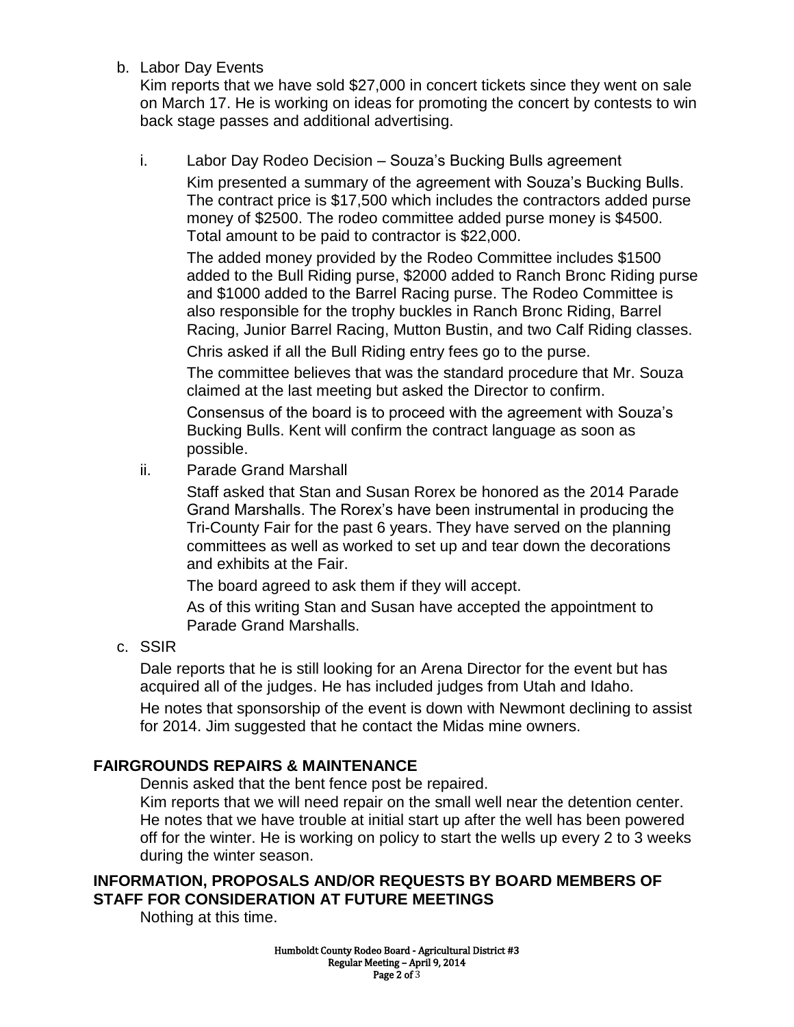b. Labor Day Events

   Kim reports that we have sold $27,000 in concert tickets since they went on sale on March 17. He is working on ideas for promoting the concert by contests to win back stage passes and additional advertising.

   i. Labor Day Rodeo Decision – Souza's Bucking Bulls agreement

      Kim presented a summary of the agreement with Souza's Bucking Bulls. The contract price is $17,500 which includes the contractors added purse money of $2500. The rodeo committee added purse money is $4500. Total amount to be paid to contractor is $22,000.

      The added money provided by the Rodeo Committee includes $1500 added to the Bull Riding purse, $2000 added to Ranch Bronc Riding purse and $1000 added to the Barrel Racing purse. The Rodeo Committee is also responsible for the trophy buckles in Ranch Bronc Riding, Barrel Racing, Junior Barrel Racing, Mutton Bustin, and two Calf Riding classes.

      Chris asked if all the Bull Riding entry fees go to the purse.

      The committee believes that was the standard procedure that Mr. Souza claimed at the last meeting but asked the Director to confirm.

      Consensus of the board is to proceed with the agreement with Souza's Bucking Bulls. Kent will confirm the contract language as soon as possible.

   ii. Parade Grand Marshall

      Staff asked that Stan and Susan Rorex be honored as the 2014 Parade Grand Marshalls. The Rorex's have been instrumental in producing the Tri-County Fair for the past 6 years. They have served on the planning committees as well as worked to set up and tear down the decorations and exhibits at the Fair.

      The board agreed to ask them if they will accept.

      As of this writing Stan and Susan have accepted the appointment to Parade Grand Marshalls.

c. SSIR

   Dale reports that he is still looking for an Arena Director for the event but has acquired all of the judges. He has included judges from Utah and Idaho.

   He notes that sponsorship of the event is down with Newmont declining to assist for 2014. Jim suggested that he contact the Midas mine owners.

## FAIRGROUNDS REPAIRS & MAINTENANCE

Dennis asked that the bent fence post be repaired.

Kim reports that we will need repair on the small well near the detention center. He notes that we have trouble at initial start up after the well has been powered off for the winter. He is working on policy to start the wells up every 2 to 3 weeks during the winter season.

## INFORMATION, PROPOSALS AND/OR REQUESTS BY BOARD MEMBERS OF STAFF FOR CONSIDERATION AT FUTURE MEETINGS

Nothing at this time.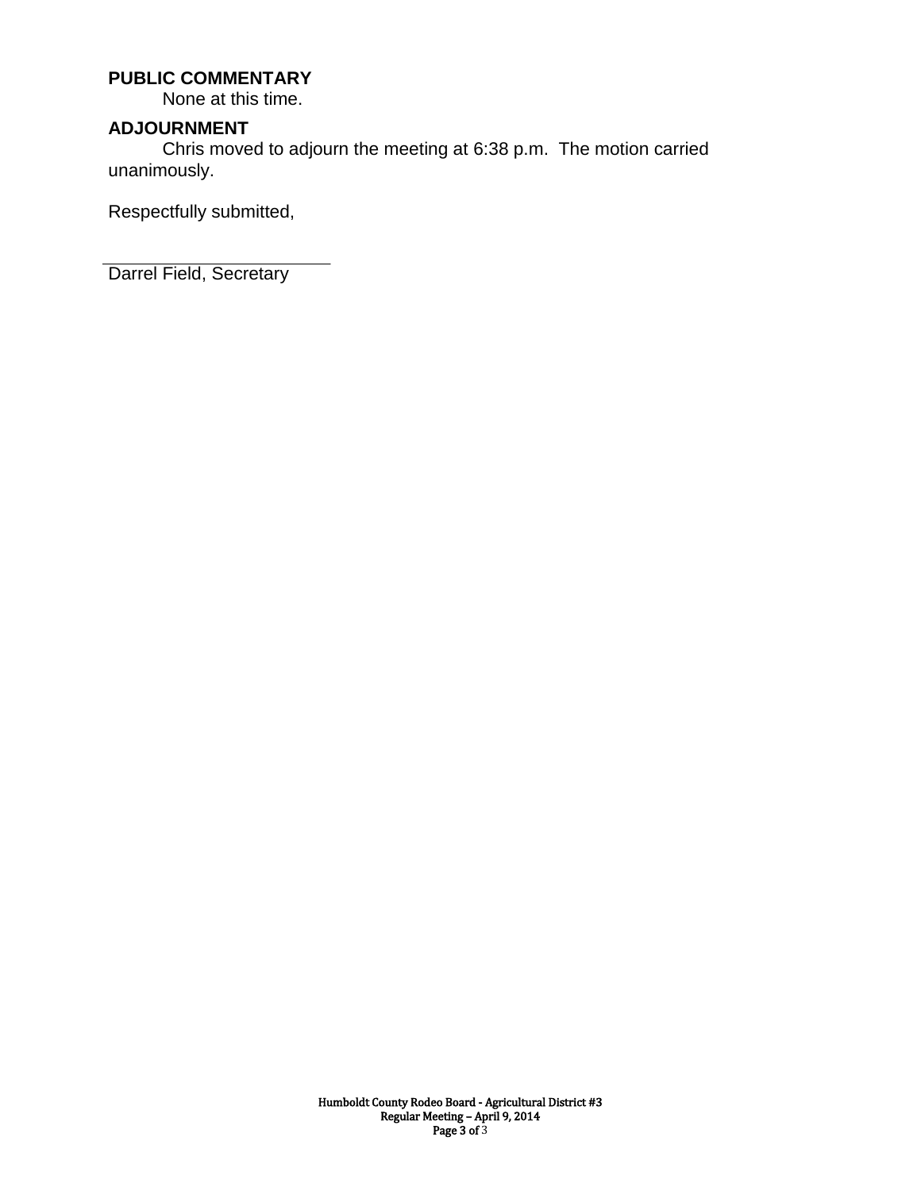**PUBLIC COMMENTARY**

None at this time.

**ADJOURNMENT**

Chris moved to adjourn the meeting at 6:38 p.m. The motion carried unanimously.

Respectfully submitted,

\_\_\_\_\_\_\_\_\_\_\_\_\_\_\_\_\_\_\_\_\_\_\_\_

Darrel Field, Secretary